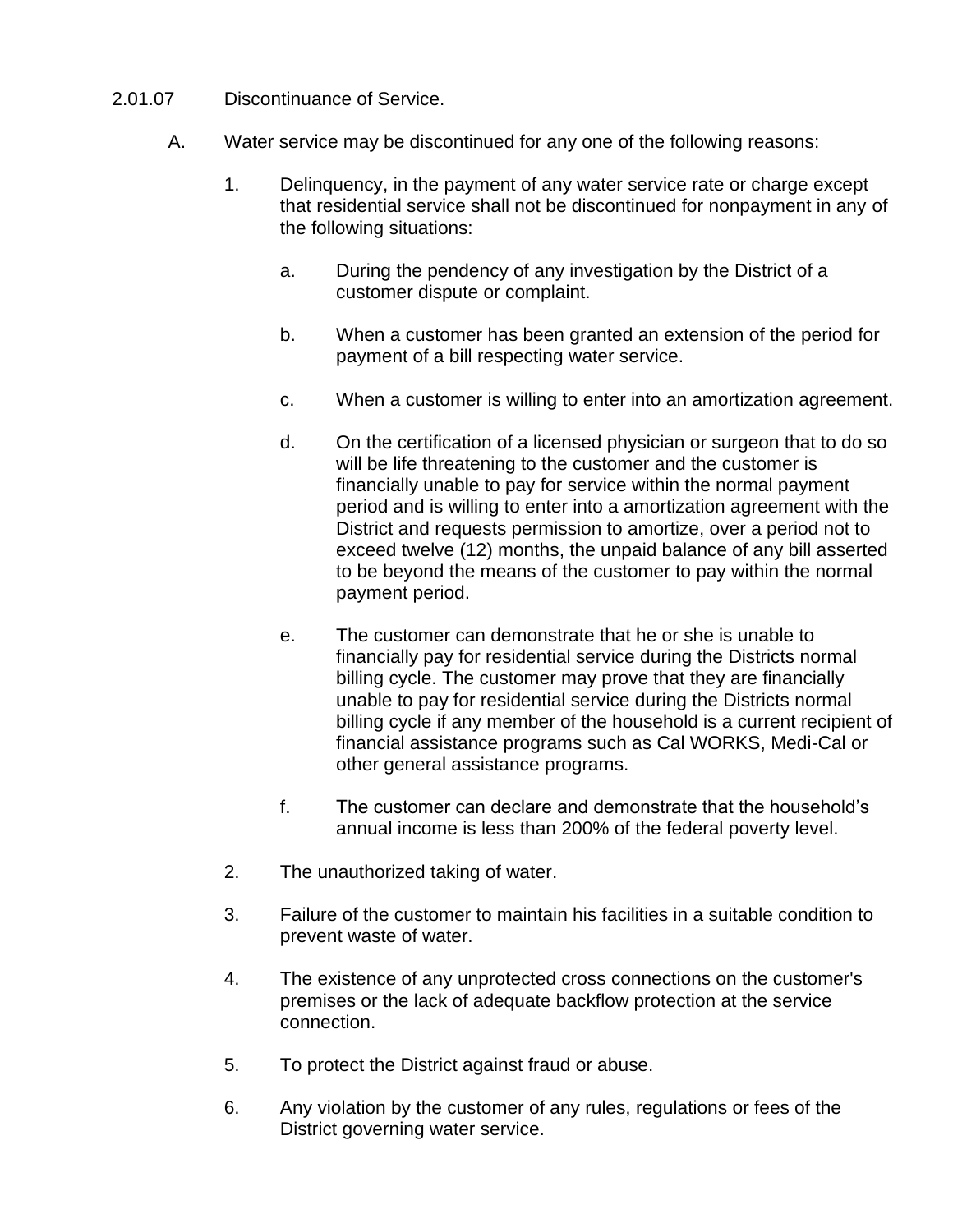2.01.07 Discontinuance of Service.

A. Water service may be discontinued for any one of the following reasons:

1. Delinquency, in the payment of any water service rate or charge except that residential service shall not be discontinued for nonpayment in any of the following situations:

   a. During the pendency of any investigation by the District of a customer dispute or complaint.

   b. When a customer has been granted an extension of the period for payment of a bill respecting water service.

   c. When a customer is willing to enter into an amortization agreement.

   d. On the certification of a licensed physician or surgeon that to do so will be life threatening to the customer and the customer is financially unable to pay for service within the normal payment period and is willing to enter into a amortization agreement with the District and requests permission to amortize, over a period not to exceed twelve (12) months, the unpaid balance of any bill asserted to be beyond the means of the customer to pay within the normal payment period.

   e. The customer can demonstrate that he or she is unable to financially pay for residential service during the Districts normal billing cycle. The customer may prove that they are financially unable to pay for residential service during the Districts normal billing cycle if any member of the household is a current recipient of financial assistance programs such as Cal WORKS, Medi-Cal or other general assistance programs.

   f. The customer can declare and demonstrate that the household's annual income is less than 200% of the federal poverty level.

2. The unauthorized taking of water.

3. Failure of the customer to maintain his facilities in a suitable condition to prevent waste of water.

4. The existence of any unprotected cross connections on the customer's premises or the lack of adequate backflow protection at the service connection.

5. To protect the District against fraud or abuse.

6. Any violation by the customer of any rules, regulations or fees of the District governing water service.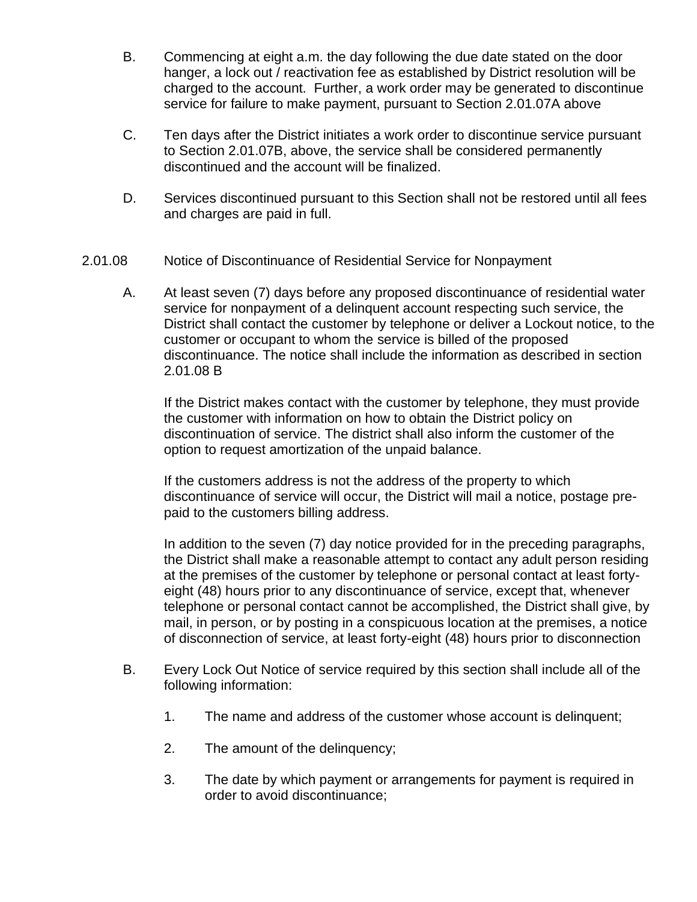B. Commencing at eight a.m. the day following the due date stated on the door hanger, a lock out / reactivation fee as established by District resolution will be charged to the account. Further, a work order may be generated to discontinue service for failure to make payment, pursuant to Section 2.01.07A above

C. Ten days after the District initiates a work order to discontinue service pursuant to Section 2.01.07B, above, the service shall be considered permanently discontinued and the account will be finalized.

D. Services discontinued pursuant to this Section shall not be restored until all fees and charges are paid in full.

2.01.08 Notice of Discontinuance of Residential Service for Nonpayment

A. At least seven (7) days before any proposed discontinuance of residential water service for nonpayment of a delinquent account respecting such service, the District shall contact the customer by telephone or deliver a Lockout notice, to the customer or occupant to whom the service is billed of the proposed discontinuance. The notice shall include the information as described in section 2.01.08 B

If the District makes contact with the customer by telephone, they must provide the customer with information on how to obtain the District policy on discontinuation of service. The district shall also inform the customer of the option to request amortization of the unpaid balance.

If the customers address is not the address of the property to which discontinuance of service will occur, the District will mail a notice, postage pre-paid to the customers billing address.

In addition to the seven (7) day notice provided for in the preceding paragraphs, the District shall make a reasonable attempt to contact any adult person residing at the premises of the customer by telephone or personal contact at least forty-eight (48) hours prior to any discontinuance of service, except that, whenever telephone or personal contact cannot be accomplished, the District shall give, by mail, in person, or by posting in a conspicuous location at the premises, a notice of disconnection of service, at least forty-eight (48) hours prior to disconnection

B. Every Lock Out Notice of service required by this section shall include all of the following information:

1. The name and address of the customer whose account is delinquent;

2. The amount of the delinquency;

3. The date by which payment or arrangements for payment is required in order to avoid discontinuance;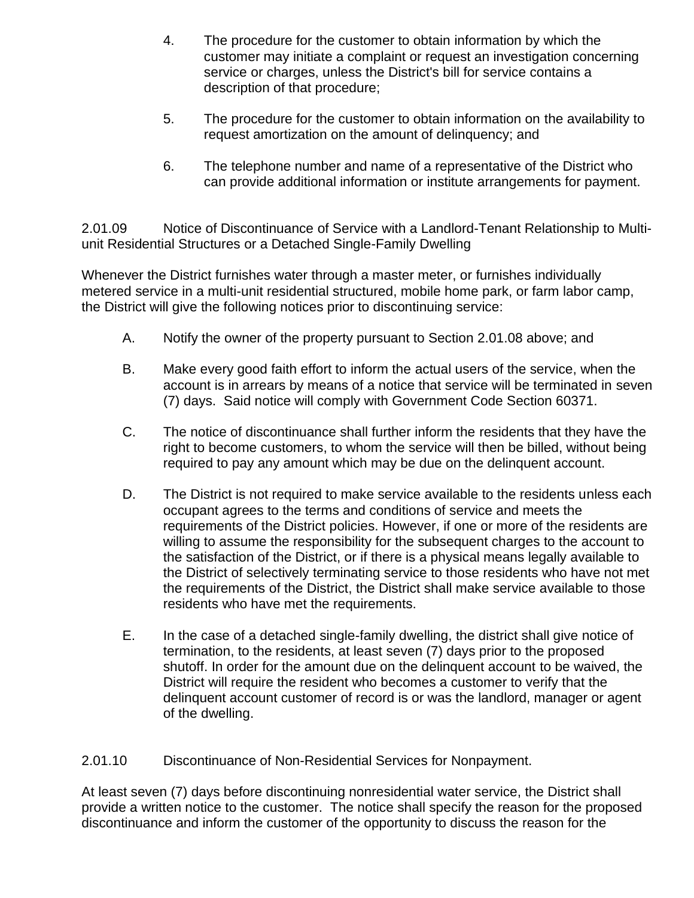4. The procedure for the customer to obtain information by which the customer may initiate a complaint or request an investigation concerning service or charges, unless the District's bill for service contains a description of that procedure;

5. The procedure for the customer to obtain information on the availability to request amortization on the amount of delinquency; and

6. The telephone number and name of a representative of the District who can provide additional information or institute arrangements for payment.

### 2.01.09 Notice of Discontinuance of Service with a Landlord-Tenant Relationship to Multi-unit Residential Structures or a Detached Single-Family Dwelling

Whenever the District furnishes water through a master meter, or furnishes individually metered service in a multi-unit residential structured, mobile home park, or farm labor camp, the District will give the following notices prior to discontinuing service:

A. Notify the owner of the property pursuant to Section 2.01.08 above; and

B. Make every good faith effort to inform the actual users of the service, when the account is in arrears by means of a notice that service will be terminated in seven (7) days. Said notice will comply with Government Code Section 60371.

C. The notice of discontinuance shall further inform the residents that they have the right to become customers, to whom the service will then be billed, without being required to pay any amount which may be due on the delinquent account.

D. The District is not required to make service available to the residents unless each occupant agrees to the terms and conditions of service and meets the requirements of the District policies. However, if one or more of the residents are willing to assume the responsibility for the subsequent charges to the account to the satisfaction of the District, or if there is a physical means legally available to the District of selectively terminating service to those residents who have not met the requirements of the District, the District shall make service available to those residents who have met the requirements.

E. In the case of a detached single-family dwelling, the district shall give notice of termination, to the residents, at least seven (7) days prior to the proposed shutoff. In order for the amount due on the delinquent account to be waived, the District will require the resident who becomes a customer to verify that the delinquent account customer of record is or was the landlord, manager or agent of the dwelling.

### 2.01.10 Discontinuance of Non-Residential Services for Nonpayment.

At least seven (7) days before discontinuing nonresidential water service, the District shall provide a written notice to the customer. The notice shall specify the reason for the proposed discontinuance and inform the customer of the opportunity to discuss the reason for the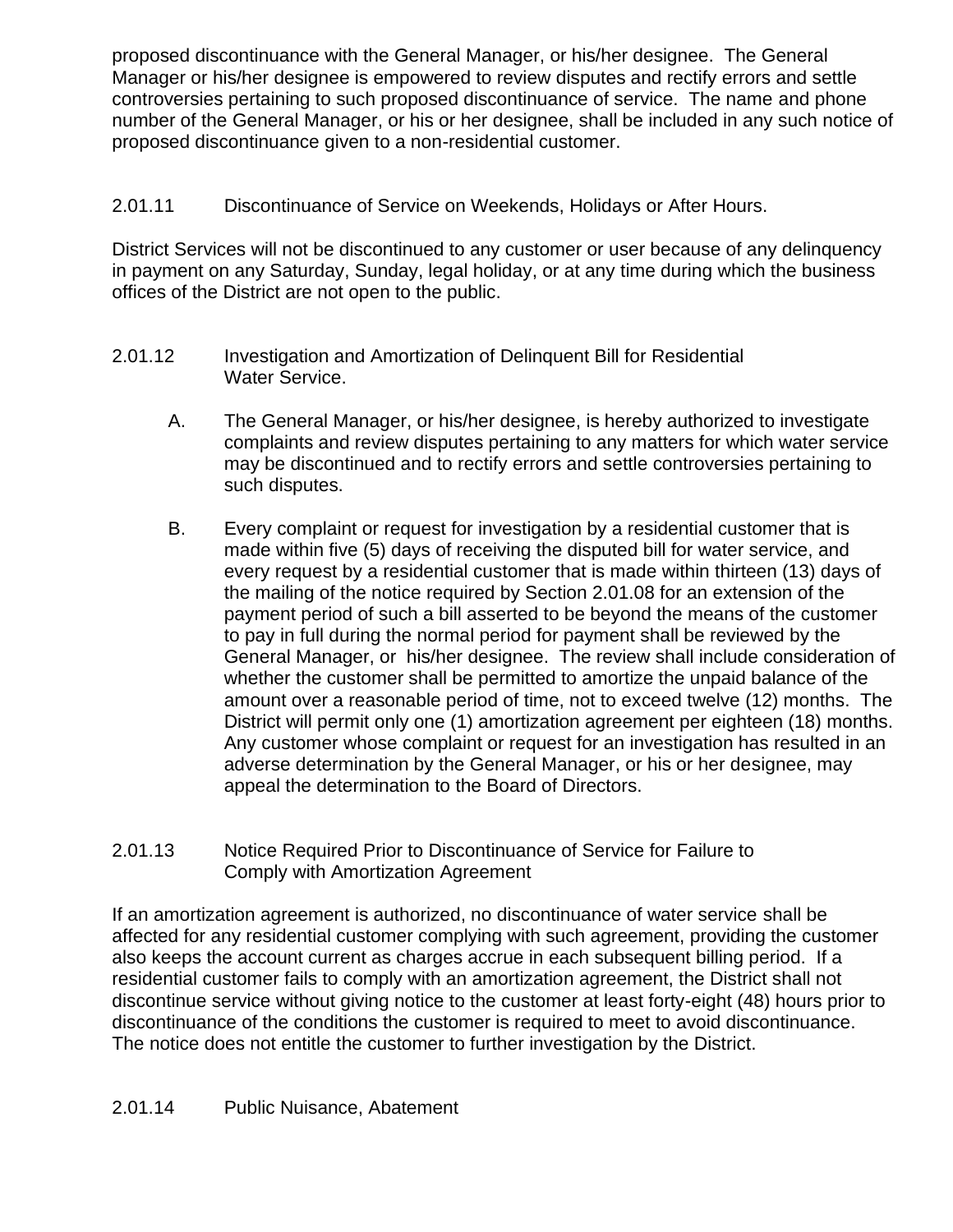proposed discontinuance with the General Manager, or his/her designee. The General Manager or his/her designee is empowered to review disputes and rectify errors and settle controversies pertaining to such proposed discontinuance of service. The name and phone number of the General Manager, or his or her designee, shall be included in any such notice of proposed discontinuance given to a non-residential customer.

### 2.01.11 Discontinuance of Service on Weekends, Holidays or After Hours.

District Services will not be discontinued to any customer or user because of any delinquency in payment on any Saturday, Sunday, legal holiday, or at any time during which the business offices of the District are not open to the public.

### 2.01.12 Investigation and Amortization of Delinquent Bill for Residential Water Service.

A. The General Manager, or his/her designee, is hereby authorized to investigate complaints and review disputes pertaining to any matters for which water service may be discontinued and to rectify errors and settle controversies pertaining to such disputes.

B. Every complaint or request for investigation by a residential customer that is made within five (5) days of receiving the disputed bill for water service, and every request by a residential customer that is made within thirteen (13) days of the mailing of the notice required by Section 2.01.08 for an extension of the payment period of such a bill asserted to be beyond the means of the customer to pay in full during the normal period for payment shall be reviewed by the General Manager, or his/her designee. The review shall include consideration of whether the customer shall be permitted to amortize the unpaid balance of the amount over a reasonable period of time, not to exceed twelve (12) months. The District will permit only one (1) amortization agreement per eighteen (18) months. Any customer whose complaint or request for an investigation has resulted in an adverse determination by the General Manager, or his or her designee, may appeal the determination to the Board of Directors.

### 2.01.13 Notice Required Prior to Discontinuance of Service for Failure to Comply with Amortization Agreement

If an amortization agreement is authorized, no discontinuance of water service shall be affected for any residential customer complying with such agreement, providing the customer also keeps the account current as charges accrue in each subsequent billing period. If a residential customer fails to comply with an amortization agreement, the District shall not discontinue service without giving notice to the customer at least forty-eight (48) hours prior to discontinuance of the conditions the customer is required to meet to avoid discontinuance. The notice does not entitle the customer to further investigation by the District.

### 2.01.14 Public Nuisance, Abatement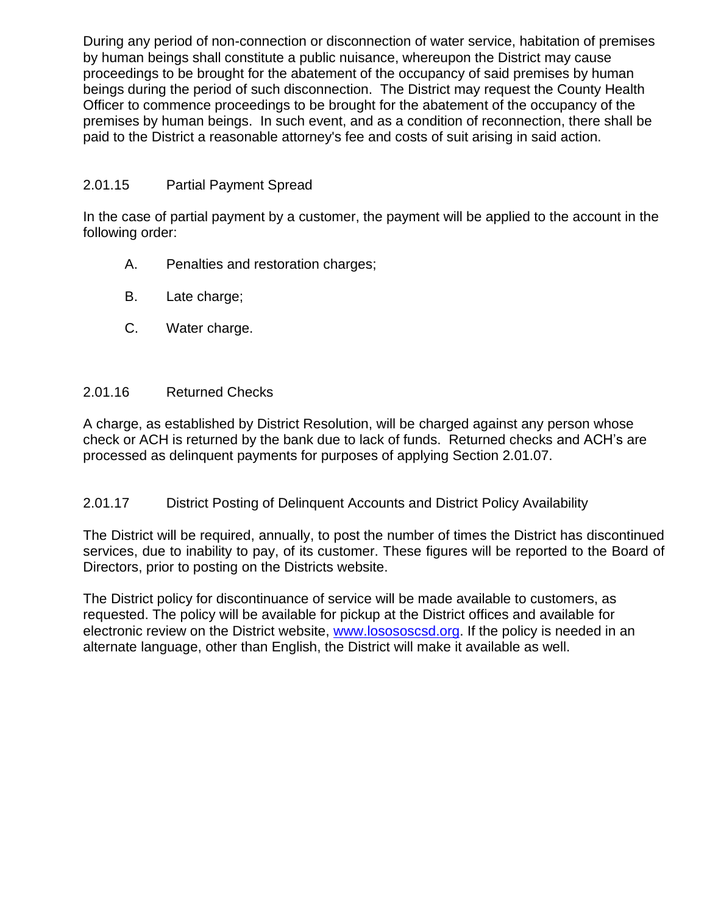During any period of non-connection or disconnection of water service, habitation of premises by human beings shall constitute a public nuisance, whereupon the District may cause proceedings to be brought for the abatement of the occupancy of said premises by human beings during the period of such disconnection. The District may request the County Health Officer to commence proceedings to be brought for the abatement of the occupancy of the premises by human beings. In such event, and as a condition of reconnection, there shall be paid to the District a reasonable attorney's fee and costs of suit arising in said action.

### 2.01.15 Partial Payment Spread

In the case of partial payment by a customer, the payment will be applied to the account in the following order:

A. Penalties and restoration charges;

B. Late charge;

C. Water charge.

### 2.01.16 Returned Checks

A charge, as established by District Resolution, will be charged against any person whose check or ACH is returned by the bank due to lack of funds. Returned checks and ACH's are processed as delinquent payments for purposes of applying Section 2.01.07.

### 2.01.17 District Posting of Delinquent Accounts and District Policy Availability

The District will be required, annually, to post the number of times the District has discontinued services, due to inability to pay, of its customer. These figures will be reported to the Board of Directors, prior to posting on the Districts website.

The District policy for discontinuance of service will be made available to customers, as requested. The policy will be available for pickup at the District offices and available for electronic review on the District website, [www.losososcsd.org](www.losososcsd.org). If the policy is needed in an alternate language, other than English, the District will make it available as well.